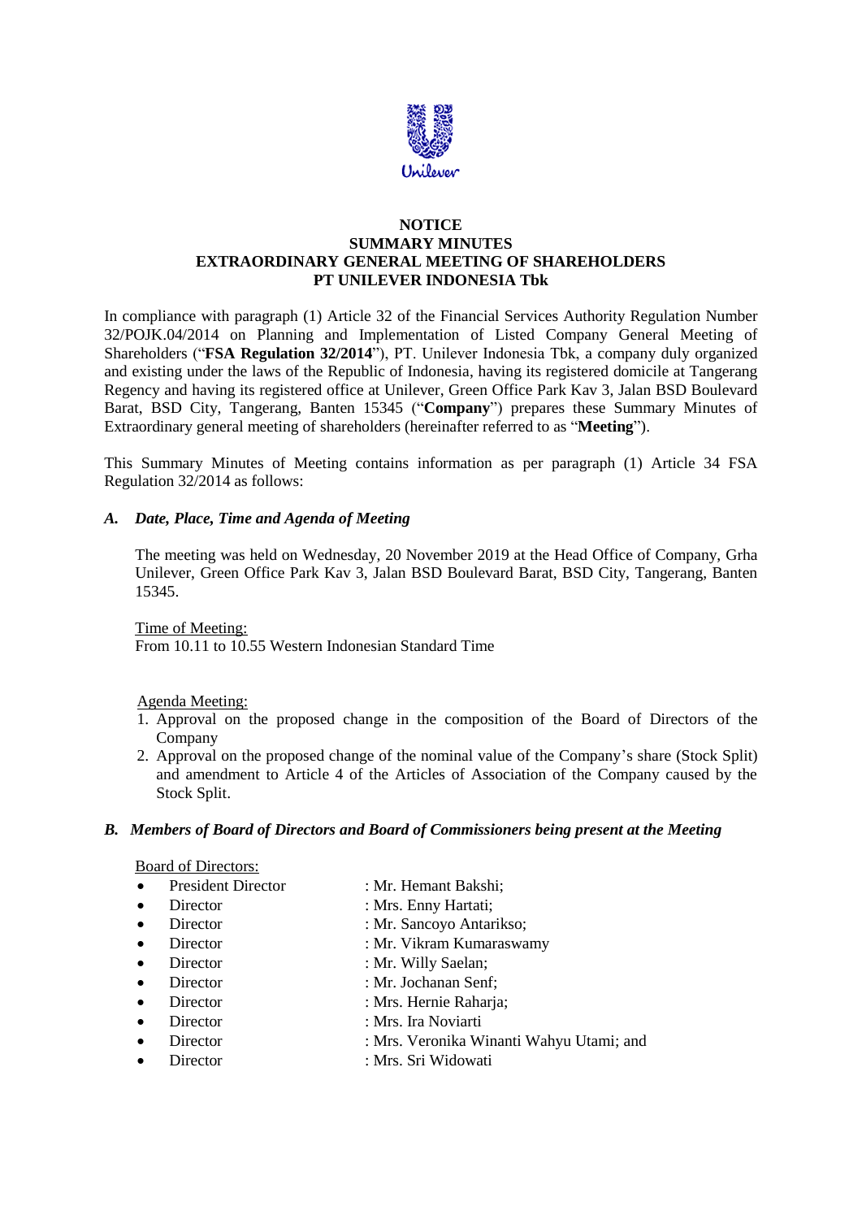**NOTICE**
**SUMMARY MINUTES**
**EXTRAORDINARY GENERAL MEETING OF SHAREHOLDERS**
**PT UNILEVER INDONESIA Tbk**

In compliance with paragraph (1) Article 32 of the Financial Services Authority Regulation Number 32/POJK.04/2014 on Planning and Implementation of Listed Company General Meeting of Shareholders ("**FSA Regulation 32/2014**"), PT. Unilever Indonesia Tbk, a company duly organized and existing under the laws of the Republic of Indonesia, having its registered domicile at Tangerang Regency and having its registered office at Unilever, Green Office Park Kav 3, Jalan BSD Boulevard Barat, BSD City, Tangerang, Banten 15345 ("**Company**") prepares these Summary Minutes of Extraordinary general meeting of shareholders (hereinafter referred to as "**Meeting**").

This Summary Minutes of Meeting contains information as per paragraph (1) Article 34 FSA Regulation 32/2014 as follows:

### *A. Date, Place, Time and Agenda of Meeting*

The meeting was held on Wednesday, 20 November 2019 at the Head Office of Company, Grha Unilever, Green Office Park Kav 3, Jalan BSD Boulevard Barat, BSD City, Tangerang, Banten 15345.

Time of Meeting:
From 10.11 to 10.55 Western Indonesian Standard Time

Agenda Meeting:

1. Approval on the proposed change in the composition of the Board of Directors of the Company
2. Approval on the proposed change of the nominal value of the Company's share (Stock Split) and amendment to Article 4 of the Articles of Association of the Company caused by the Stock Split.

### *B. Members of Board of Directors and Board of Commissioners being present at the Meeting*

Board of Directors:

- President Director : Mr. Hemant Bakshi;
- Director : Mrs. Enny Hartati;
- Director : Mr. Sancoyo Antarikso;
- Director : Mr. Vikram Kumaraswamy
- Director : Mr. Willy Saelan;
- Director : Mr. Jochanan Senf;
- Director : Mrs. Hernie Raharja;
- Director : Mrs. Ira Noviarti
- Director : Mrs. Veronika Winanti Wahyu Utami; and
- Director : Mrs. Sri Widowati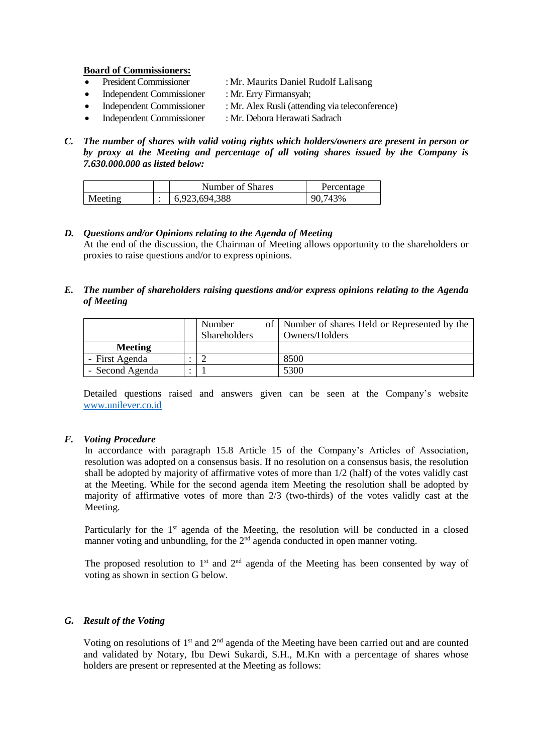**Board of Commissioners:**

- President Commissioner : Mr. Maurits Daniel Rudolf Lalisang
- Independent Commissioner : Mr. Erry Firmansyah;
- Independent Commissioner : Mr. Alex Rusli (attending via teleconference)
- Independent Commissioner : Mr. Debora Herawati Sadrach

**C.** ***The number of shares with valid voting rights which holders/owners are present in person or by proxy at the Meeting and percentage of all voting shares issued by the Company is 7.630.000.000 as listed below:***

| | | Number of Shares | Percentage |
|---|---|---|---|
| Meeting | : | 6,923,694,388 | 90,743% |

**D.** ***Questions and/or Opinions relating to the Agenda of Meeting***

At the end of the discussion, the Chairman of Meeting allows opportunity to the shareholders or proxies to raise questions and/or to express opinions.

**E.** ***The number of shareholders raising questions and/or express opinions relating to the Agenda of Meeting***

| | | Number of Shareholders | Number of shares Held or Represented by the Owners/Holders |
|---|---|---|---|
| **Meeting** | | | |
| - First Agenda | : | 2 | 8500 |
| - Second Agenda | : | 1 | 5300 |

Detailed questions raised and answers given can be seen at the Company's website www.unilever.co.id

**F.** ***Voting Procedure***

In accordance with paragraph 15.8 Article 15 of the Company's Articles of Association, resolution was adopted on a consensus basis. If no resolution on a consensus basis, the resolution shall be adopted by majority of affirmative votes of more than 1/2 (half) of the votes validly cast at the Meeting. While for the second agenda item Meeting the resolution shall be adopted by majority of affirmative votes of more than 2/3 (two-thirds) of the votes validly cast at the Meeting.

Particularly for the 1st agenda of the Meeting, the resolution will be conducted in a closed manner voting and unbundling, for the 2nd agenda conducted in open manner voting.

The proposed resolution to 1st and 2nd agenda of the Meeting has been consented by way of voting as shown in section G below.

**G.** ***Result of the Voting***

Voting on resolutions of 1st and 2nd agenda of the Meeting have been carried out and are counted and validated by Notary, Ibu Dewi Sukardi, S.H., M.Kn with a percentage of shares whose holders are present or represented at the Meeting as follows: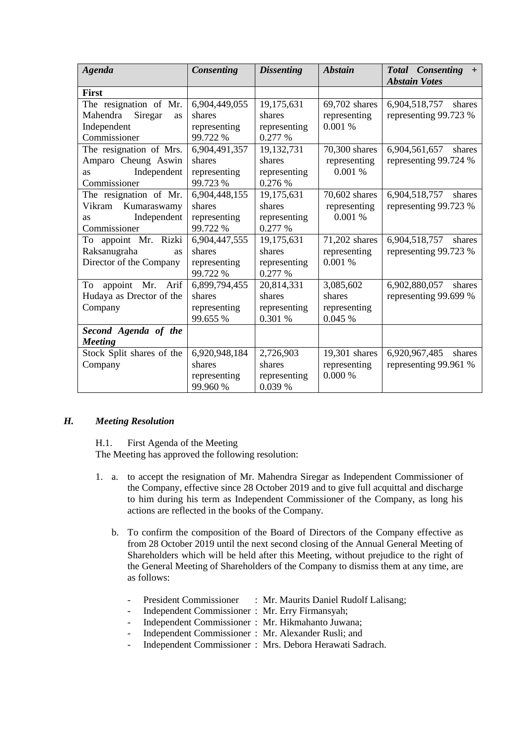| *Agenda* | *Consenting* | *Dissenting* | *Abstain* | *Total Consenting + Abstain Votes* |
|---|---|---|---|---|
| **First** | | | | |
| The resignation of Mr. Mahendra Siregar as Independent Commissioner | 6,904,449,055 shares representing 99.722 % | 19,175,631 shares representing 0.277 % | 69,702 shares representing 0.001 % | 6,904,518,757 shares representing 99.723 % |
| The resignation of Mrs. Amparo Cheung Aswin as Independent Commissioner | 6,904,491,357 shares representing 99.723 % | 19,132,731 shares representing 0.276 % | 70,300 shares representing 0.001 % | 6,904,561,657 shares representing 99.724 % |
| The resignation of Mr. Vikram Kumaraswamy as Independent Commissioner | 6,904,448,155 shares representing 99.722 % | 19,175,631 shares representing 0.277 % | 70,602 shares representing 0.001 % | 6,904,518,757 shares representing 99.723 % |
| To appoint Mr. Rizki Raksanugraha as Director of the Company | 6,904,447,555 shares representing 99.722 % | 19,175,631 shares representing 0.277 % | 71,202 shares representing 0.001 % | 6,904,518,757 shares representing 99.723 % |
| To appoint Mr. Arif Hudaya as Drector of the Company | 6,899,794,455 shares representing 99.655 % | 20,814,331 shares representing 0.301 % | 3,085,602 shares representing 0.045 % | 6,902,880,057 shares representing 99.699 % |
| ***Second Agenda of the Meeting*** | | | | |
| Stock Split shares of the Company | 6,920,948,184 shares representing 99.960 % | 2,726,903 shares representing 0.039 % | 19,301 shares representing 0.000 % | 6,920,967,485 shares representing 99.961 % |

## *H. Meeting Resolution*

H.1. First Agenda of the Meeting

The Meeting has approved the following resolution:

1. a. to accept the resignation of Mr. Mahendra Siregar as Independent Commissioner of the Company, effective since 28 October 2019 and to give full acquittal and discharge to him during his term as Independent Commissioner of the Company, as long his actions are reflected in the books of the Company.

   b. To confirm the composition of the Board of Directors of the Company effective as from 28 October 2019 until the next second closing of the Annual General Meeting of Shareholders which will be held after this Meeting, without prejudice to the right of the General Meeting of Shareholders of the Company to dismiss them at any time, are as follows:

   - President Commissioner : Mr. Maurits Daniel Rudolf Lalisang;
   - Independent Commissioner : Mr. Erry Firmansyah;
   - Independent Commissioner : Mr. Hikmahanto Juwana;
   - Independent Commissioner : Mr. Alexander Rusli; and
   - Independent Commissioner : Mrs. Debora Herawati Sadrach.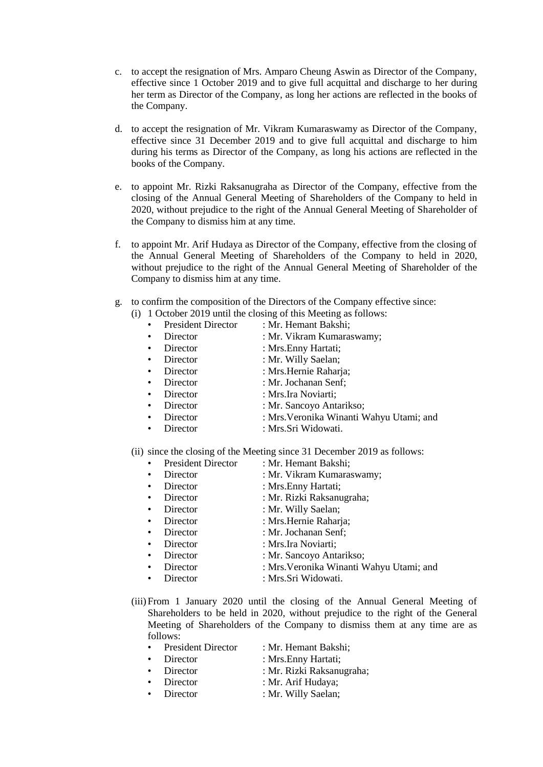c. to accept the resignation of Mrs. Amparo Cheung Aswin as Director of the Company, effective since 1 October 2019 and to give full acquittal and discharge to her during her term as Director of the Company, as long her actions are reflected in the books of the Company.

d. to accept the resignation of Mr. Vikram Kumaraswamy as Director of the Company, effective since 31 December 2019 and to give full acquittal and discharge to him during his terms as Director of the Company, as long his actions are reflected in the books of the Company.

e. to appoint Mr. Rizki Raksanugraha as Director of the Company, effective from the closing of the Annual General Meeting of Shareholders of the Company to held in 2020, without prejudice to the right of the Annual General Meeting of Shareholder of the Company to dismiss him at any time.

f. to appoint Mr. Arif Hudaya as Director of the Company, effective from the closing of the Annual General Meeting of Shareholders of the Company to held in 2020, without prejudice to the right of the Annual General Meeting of Shareholder of the Company to dismiss him at any time.

g. to confirm the composition of the Directors of the Company effective since:

   (i) 1 October 2019 until the closing of this Meeting as follows:
   - President Director : Mr. Hemant Bakshi;
   - Director : Mr. Vikram Kumaraswamy;
   - Director : Mrs.Enny Hartati;
   - Director : Mr. Willy Saelan;
   - Director : Mrs.Hernie Raharja;
   - Director : Mr. Jochanan Senf;
   - Director : Mrs.Ira Noviarti;
   - Director : Mr. Sancoyo Antarikso;
   - Director : Mrs.Veronika Winanti Wahyu Utami; and
   - Director : Mrs.Sri Widowati.

   (ii) since the closing of the Meeting since 31 December 2019 as follows:
   - President Director : Mr. Hemant Bakshi;
   - Director : Mr. Vikram Kumaraswamy;
   - Director : Mrs.Enny Hartati;
   - Director : Mr. Rizki Raksanugraha;
   - Director : Mr. Willy Saelan;
   - Director : Mrs.Hernie Raharja;
   - Director : Mr. Jochanan Senf;
   - Director : Mrs.Ira Noviarti;
   - Director : Mr. Sancoyo Antarikso;
   - Director : Mrs.Veronika Winanti Wahyu Utami; and
   - Director : Mrs.Sri Widowati.

   (iii) From 1 January 2020 until the closing of the Annual General Meeting of Shareholders to be held in 2020, without prejudice to the right of the General Meeting of Shareholders of the Company to dismiss them at any time are as follows:
   - President Director : Mr. Hemant Bakshi;
   - Director : Mrs.Enny Hartati;
   - Director : Mr. Rizki Raksanugraha;
   - Director : Mr. Arif Hudaya;
   - Director : Mr. Willy Saelan;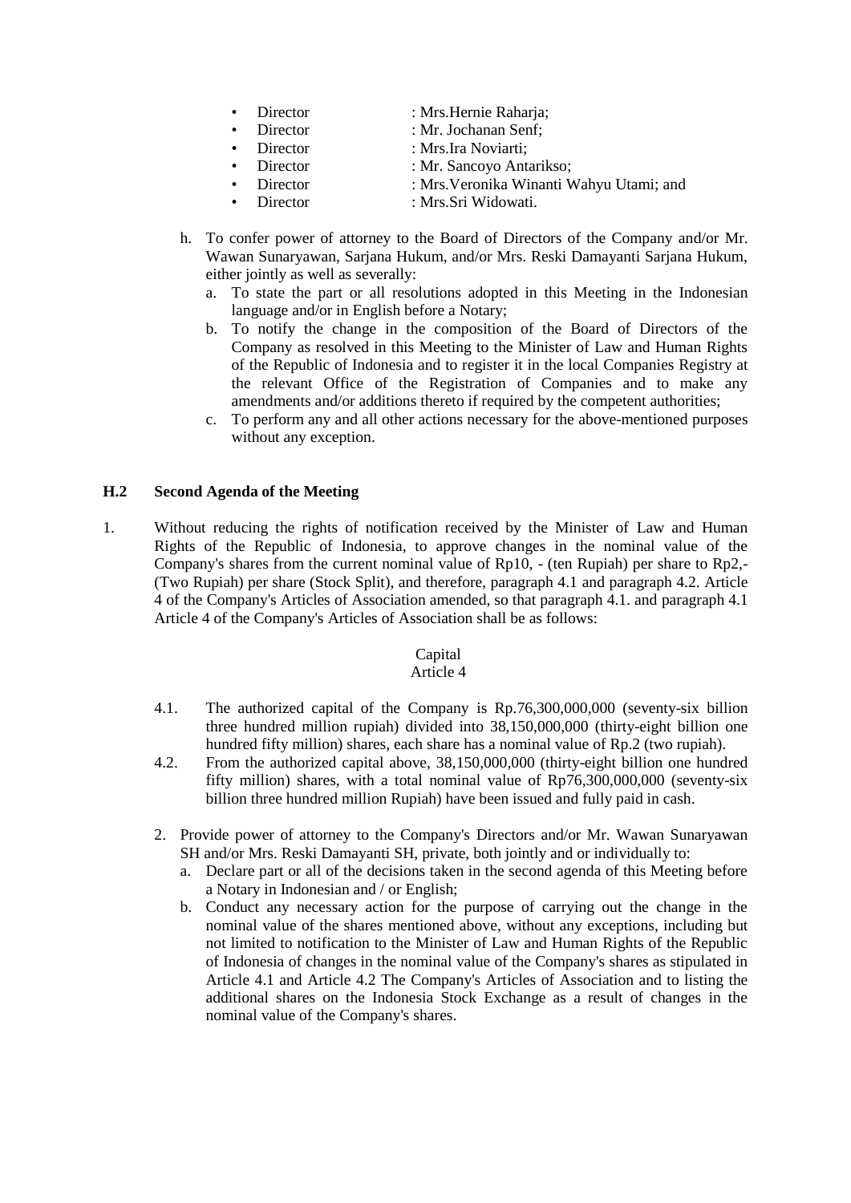- Director : Mrs.Hernie Raharja;
- Director : Mr. Jochanan Senf;
- Director : Mrs.Ira Noviarti;
- Director : Mr. Sancoyo Antarikso;
- Director : Mrs.Veronika Winanti Wahyu Utami; and
- Director : Mrs.Sri Widowati.

h. To confer power of attorney to the Board of Directors of the Company and/or Mr. Wawan Sunaryawan, Sarjana Hukum, and/or Mrs. Reski Damayanti Sarjana Hukum, either jointly as well as severally:
   a. To state the part or all resolutions adopted in this Meeting in the Indonesian language and/or in English before a Notary;
   b. To notify the change in the composition of the Board of Directors of the Company as resolved in this Meeting to the Minister of Law and Human Rights of the Republic of Indonesia and to register it in the local Companies Registry at the relevant Office of the Registration of Companies and to make any amendments and/or additions thereto if required by the competent authorities;
   c. To perform any and all other actions necessary for the above-mentioned purposes without any exception.

**H.2 Second Agenda of the Meeting**

1. Without reducing the rights of notification received by the Minister of Law and Human Rights of the Republic of Indonesia, to approve changes in the nominal value of the Company's shares from the current nominal value of Rp10, - (ten Rupiah) per share to Rp2,- (Two Rupiah) per share (Stock Split), and therefore, paragraph 4.1 and paragraph 4.2. Article 4 of the Company's Articles of Association amended, so that paragraph 4.1. and paragraph 4.1 Article 4 of the Company's Articles of Association shall be as follows:

Capital
Article 4

4.1. The authorized capital of the Company is Rp.76,300,000,000 (seventy-six billion three hundred million rupiah) divided into 38,150,000,000 (thirty-eight billion one hundred fifty million) shares, each share has a nominal value of Rp.2 (two rupiah).

4.2. From the authorized capital above, 38,150,000,000 (thirty-eight billion one hundred fifty million) shares, with a total nominal value of Rp76,300,000,000 (seventy-six billion three hundred million Rupiah) have been issued and fully paid in cash.

2. Provide power of attorney to the Company's Directors and/or Mr. Wawan Sunaryawan SH and/or Mrs. Reski Damayanti SH, private, both jointly and or individually to:
   a. Declare part or all of the decisions taken in the second agenda of this Meeting before a Notary in Indonesian and / or English;
   b. Conduct any necessary action for the purpose of carrying out the change in the nominal value of the shares mentioned above, without any exceptions, including but not limited to notification to the Minister of Law and Human Rights of the Republic of Indonesia of changes in the nominal value of the Company's shares as stipulated in Article 4.1 and Article 4.2 The Company's Articles of Association and to listing the additional shares on the Indonesia Stock Exchange as a result of changes in the nominal value of the Company's shares.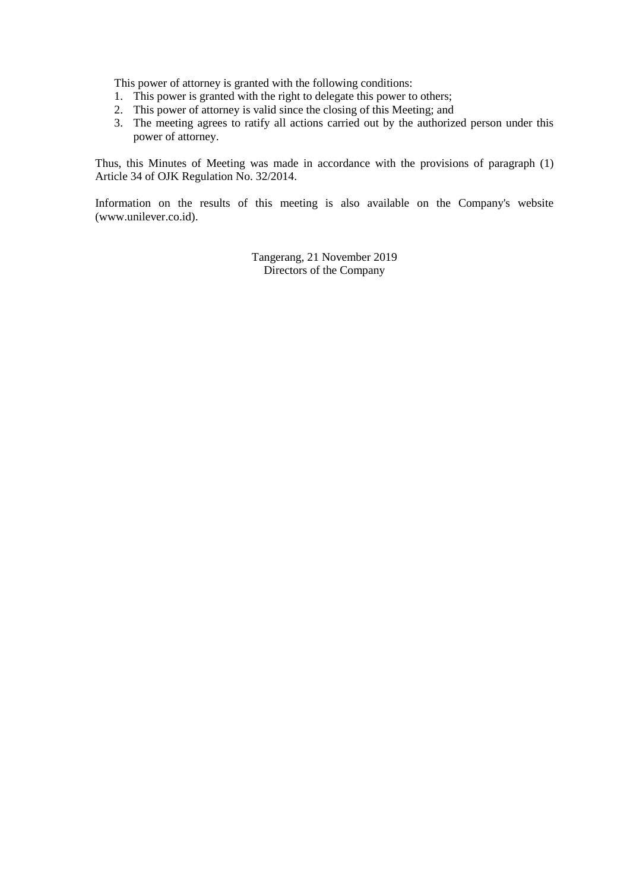This power of attorney is granted with the following conditions:

1. This power is granted with the right to delegate this power to others;
2. This power of attorney is valid since the closing of this Meeting; and
3. The meeting agrees to ratify all actions carried out by the authorized person under this power of attorney.

Thus, this Minutes of Meeting was made in accordance with the provisions of paragraph (1) Article 34 of OJK Regulation No. 32/2014.

Information on the results of this meeting is also available on the Company's website (www.unilever.co.id).

Tangerang, 21 November 2019
Directors of the Company